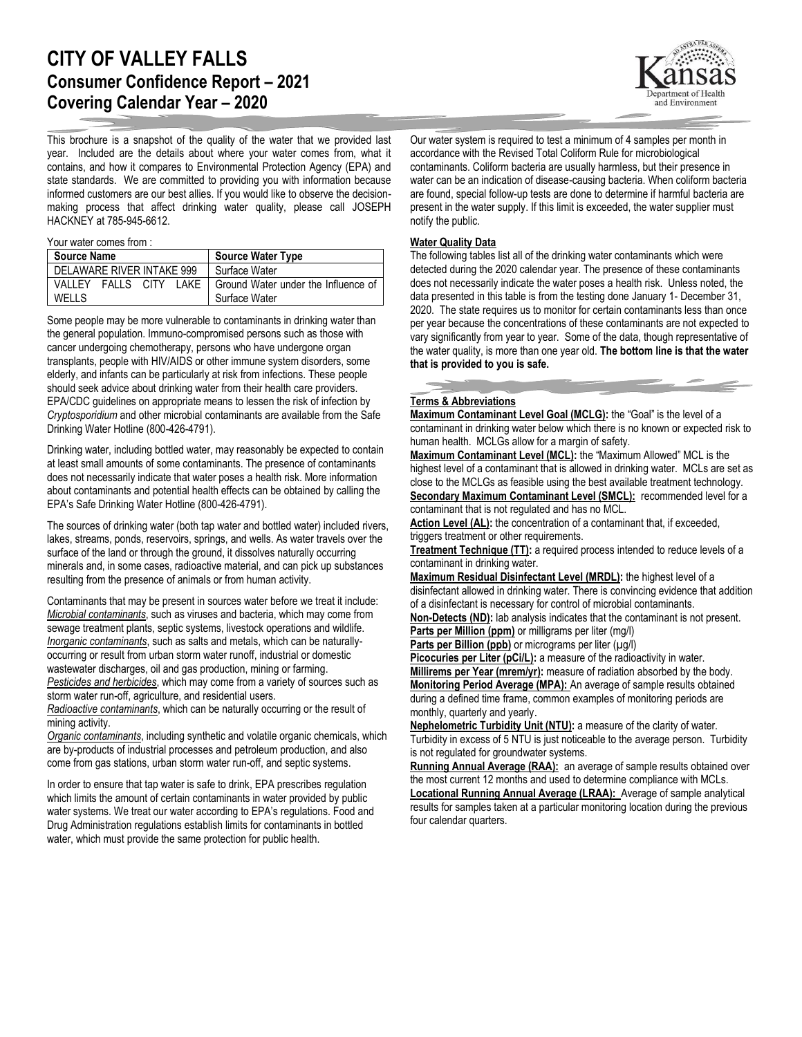# CITY OF VALLEY FALLS

## Consumer Confidence Report – 2021

## Covering Calendar Year – 2020

This brochure is a snapshot of the quality of the water that we provided last year. Included are the details about where your water comes from, what it contains, and how it compares to Environmental Protection Agency (EPA) and state standards. We are committed to providing you with information because informed customers are our best allies. If you would like to observe the decision-making process that affect drinking water quality, please call JOSEPH HACKNEY at 785-945-6612.

Your water comes from :

| Source Name | Source Water Type |
| --- | --- |
| DELAWARE RIVER INTAKE 999 | Surface Water |
| VALLEY FALLS CITY LAKE WELLS | Ground Water under the Influence of Surface Water |

Some people may be more vulnerable to contaminants in drinking water than the general population. Immuno-compromised persons such as those with cancer undergoing chemotherapy, persons who have undergone organ transplants, people with HIV/AIDS or other immune system disorders, some elderly, and infants can be particularly at risk from infections. These people should seek advice about drinking water from their health care providers. EPA/CDC guidelines on appropriate means to lessen the risk of infection by *Cryptosporidium* and other microbial contaminants are available from the Safe Drinking Water Hotline (800-426-4791).

Drinking water, including bottled water, may reasonably be expected to contain at least small amounts of some contaminants. The presence of contaminants does not necessarily indicate that water poses a health risk. More information about contaminants and potential health effects can be obtained by calling the EPA's Safe Drinking Water Hotline (800-426-4791).

The sources of drinking water (both tap water and bottled water) included rivers, lakes, streams, ponds, reservoirs, springs, and wells. As water travels over the surface of the land or through the ground, it dissolves naturally occurring minerals and, in some cases, radioactive material, and can pick up substances resulting from the presence of animals or from human activity.

Contaminants that may be present in sources water before we treat it include:
*Microbial contaminants*, such as viruses and bacteria, which may come from sewage treatment plants, septic systems, livestock operations and wildlife.
*Inorganic contaminants*, such as salts and metals, which can be naturally-occurring or result from urban storm water runoff, industrial or domestic wastewater discharges, oil and gas production, mining or farming.
*Pesticides and herbicides*, which may come from a variety of sources such as storm water run-off, agriculture, and residential users.
*Radioactive contaminants*, which can be naturally occurring or the result of mining activity.
*Organic contaminants*, including synthetic and volatile organic chemicals, which are by-products of industrial processes and petroleum production, and also come from gas stations, urban storm water run-off, and septic systems.

In order to ensure that tap water is safe to drink, EPA prescribes regulation which limits the amount of certain contaminants in water provided by public water systems. We treat our water according to EPA's regulations. Food and Drug Administration regulations establish limits for contaminants in bottled water, which must provide the same protection for public health.

Our water system is required to test a minimum of 4 samples per month in accordance with the Revised Total Coliform Rule for microbiological contaminants. Coliform bacteria are usually harmless, but their presence in water can be an indication of disease-causing bacteria. When coliform bacteria are found, special follow-up tests are done to determine if harmful bacteria are present in the water supply. If this limit is exceeded, the water supplier must notify the public.

**Water Quality Data**

The following tables list all of the drinking water contaminants which were detected during the 2020 calendar year. The presence of these contaminants does not necessarily indicate the water poses a health risk. Unless noted, the data presented in this table is from the testing done January 1- December 31, 2020. The state requires us to monitor for certain contaminants less than once per year because the concentrations of these contaminants are not expected to vary significantly from year to year. Some of the data, though representative of the water quality, is more than one year old. **The bottom line is that the water that is provided to you is safe.**

**Terms & Abbreviations**

**Maximum Contaminant Level Goal (MCLG):** the "Goal" is the level of a contaminant in drinking water below which there is no known or expected risk to human health. MCLGs allow for a margin of safety.
**Maximum Contaminant Level (MCL):** the "Maximum Allowed" MCL is the highest level of a contaminant that is allowed in drinking water. MCLs are set as close to the MCLGs as feasible using the best available treatment technology.
**Secondary Maximum Contaminant Level (SMCL):** recommended level for a contaminant that is not regulated and has no MCL.
**Action Level (AL):** the concentration of a contaminant that, if exceeded, triggers treatment or other requirements.
**Treatment Technique (TT):** a required process intended to reduce levels of a contaminant in drinking water.
**Maximum Residual Disinfectant Level (MRDL):** the highest level of a disinfectant allowed in drinking water. There is convincing evidence that addition of a disinfectant is necessary for control of microbial contaminants.
**Non-Detects (ND):** lab analysis indicates that the contaminant is not present.
**Parts per Million (ppm)** or milligrams per liter (mg/l)
**Parts per Billion (ppb)** or micrograms per liter (µg/l)
**Picocuries per Liter (pCi/L):** a measure of the radioactivity in water.
**Millirems per Year (mrem/yr):** measure of radiation absorbed by the body.
**Monitoring Period Average (MPA):** An average of sample results obtained during a defined time frame, common examples of monitoring periods are monthly, quarterly and yearly.
**Nephelometric Turbidity Unit (NTU):** a measure of the clarity of water. Turbidity in excess of 5 NTU is just noticeable to the average person. Turbidity is not regulated for groundwater systems.
**Running Annual Average (RAA):** an average of sample results obtained over the most current 12 months and used to determine compliance with MCLs.
**Locational Running Annual Average (LRAA):** Average of sample analytical results for samples taken at a particular monitoring location during the previous four calendar quarters.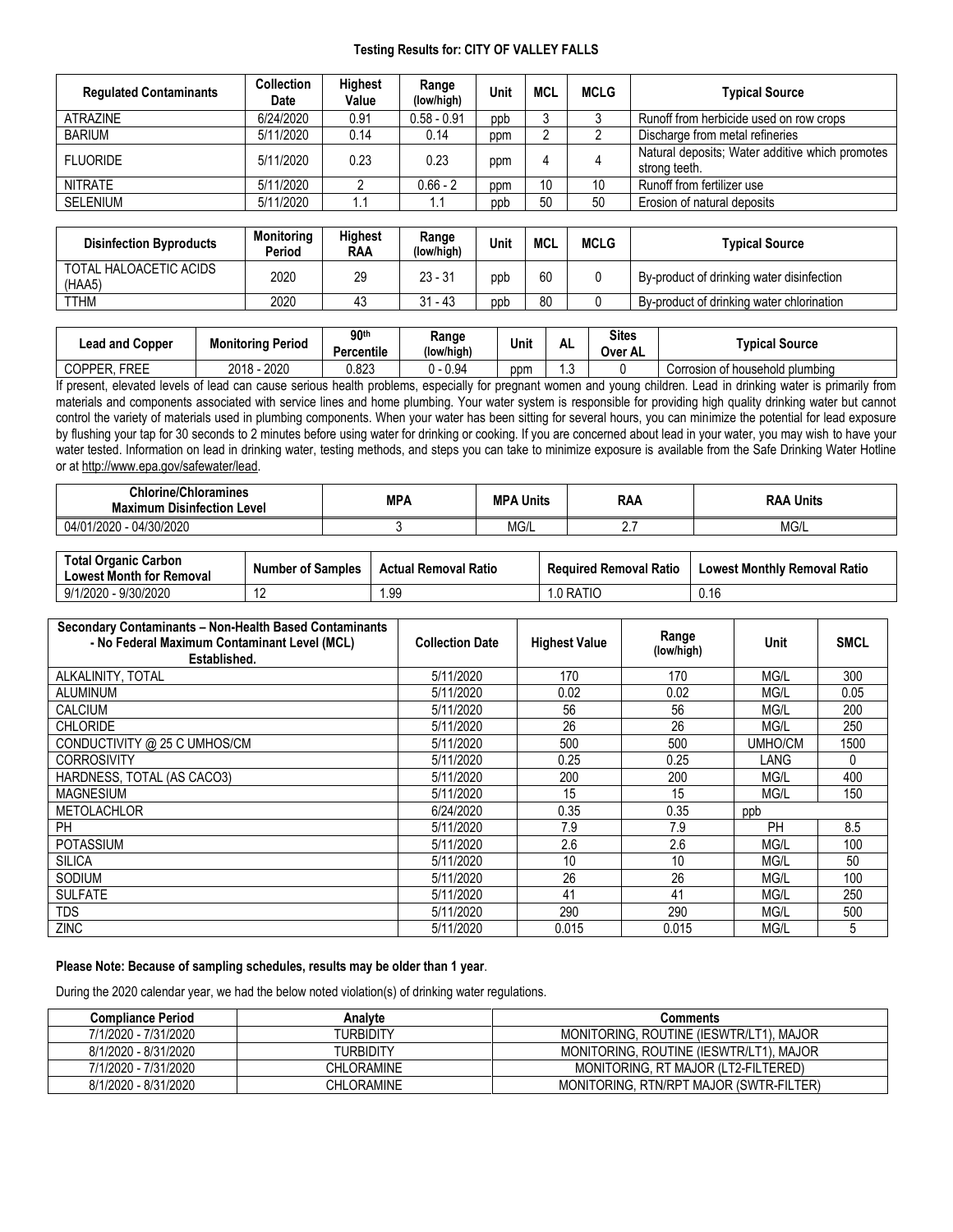**Testing Results for: CITY OF VALLEY FALLS**

| Regulated Contaminants | Collection Date | Highest Value | Range (low/high) | Unit | MCL | MCLG | Typical Source |
|---|---|---|---|---|---|---|---|
| ATRAZINE | 6/24/2020 | 0.91 | 0.58 - 0.91 | ppb | 3 | 3 | Runoff from herbicide used on row crops |
| BARIUM | 5/11/2020 | 0.14 | 0.14 | ppm | 2 | 2 | Discharge from metal refineries |
| FLUORIDE | 5/11/2020 | 0.23 | 0.23 | ppm | 4 | 4 | Natural deposits; Water additive which promotes strong teeth. |
| NITRATE | 5/11/2020 | 2 | 0.66 - 2 | ppm | 10 | 10 | Runoff from fertilizer use |
| SELENIUM | 5/11/2020 | 1.1 | 1.1 | ppb | 50 | 50 | Erosion of natural deposits |

| Disinfection Byproducts | Monitoring Period | Highest RAA | Range (low/high) | Unit | MCL | MCLG | Typical Source |
|---|---|---|---|---|---|---|---|
| TOTAL HALOACETIC ACIDS (HAA5) | 2020 | 29 | 23 - 31 | ppb | 60 | 0 | By-product of drinking water disinfection |
| TTHM | 2020 | 43 | 31 - 43 | ppb | 80 | 0 | By-product of drinking water chlorination |

| Lead and Copper | Monitoring Period | 90th Percentile | Range (low/high) | Unit | AL | Sites Over AL | Typical Source |
|---|---|---|---|---|---|---|---|
| COPPER, FREE | 2018 - 2020 | 0.823 | 0 - 0.94 | ppm | 1.3 | 0 | Corrosion of household plumbing |

If present, elevated levels of lead can cause serious health problems, especially for pregnant women and young children. Lead in drinking water is primarily from materials and components associated with service lines and home plumbing. Your water system is responsible for providing high quality drinking water but cannot control the variety of materials used in plumbing components. When your water has been sitting for several hours, you can minimize the potential for lead exposure by flushing your tap for 30 seconds to 2 minutes before using water for drinking or cooking. If you are concerned about lead in your water, you may wish to have your water tested. Information on lead in drinking water, testing methods, and steps you can take to minimize exposure is available from the Safe Drinking Water Hotline or at http://www.epa.gov/safewater/lead.

| Chlorine/Chloramines Maximum Disinfection Level | MPA | MPA Units | RAA | RAA Units |
|---|---|---|---|---|
| 04/01/2020 - 04/30/2020 | 3 | MG/L | 2.7 | MG/L |

| Total Organic Carbon Lowest Month for Removal | Number of Samples | Actual Removal Ratio | Required Removal Ratio | Lowest Monthly Removal Ratio |
|---|---|---|---|---|
| 9/1/2020 - 9/30/2020 | 12 | 1.99 | 1.0 RATIO | 0.16 |

| Secondary Contaminants – Non-Health Based Contaminants - No Federal Maximum Contaminant Level (MCL) Established. | Collection Date | Highest Value | Range (low/high) | Unit | SMCL |
|---|---|---|---|---|---|
| ALKALINITY, TOTAL | 5/11/2020 | 170 | 170 | MG/L | 300 |
| ALUMINUM | 5/11/2020 | 0.02 | 0.02 | MG/L | 0.05 |
| CALCIUM | 5/11/2020 | 56 | 56 | MG/L | 200 |
| CHLORIDE | 5/11/2020 | 26 | 26 | MG/L | 250 |
| CONDUCTIVITY @ 25 C UMHOS/CM | 5/11/2020 | 500 | 500 | UMHO/CM | 1500 |
| CORROSIVITY | 5/11/2020 | 0.25 | 0.25 | LANG | 0 |
| HARDNESS, TOTAL (AS CACO3) | 5/11/2020 | 200 | 200 | MG/L | 400 |
| MAGNESIUM | 5/11/2020 | 15 | 15 | MG/L | 150 |
| METOLACHLOR | 6/24/2020 | 0.35 | 0.35 | ppb | |
| PH | 5/11/2020 | 7.9 | 7.9 | PH | 8.5 |
| POTASSIUM | 5/11/2020 | 2.6 | 2.6 | MG/L | 100 |
| SILICA | 5/11/2020 | 10 | 10 | MG/L | 50 |
| SODIUM | 5/11/2020 | 26 | 26 | MG/L | 100 |
| SULFATE | 5/11/2020 | 41 | 41 | MG/L | 250 |
| TDS | 5/11/2020 | 290 | 290 | MG/L | 500 |
| ZINC | 5/11/2020 | 0.015 | 0.015 | MG/L | 5 |

**Please Note: Because of sampling schedules, results may be older than 1 year**.

During the 2020 calendar year, we had the below noted violation(s) of drinking water regulations.

| Compliance Period | Analyte | Comments |
|---|---|---|
| 7/1/2020 - 7/31/2020 | TURBIDITY | MONITORING, ROUTINE (IESWTR/LT1), MAJOR |
| 8/1/2020 - 8/31/2020 | TURBIDITY | MONITORING, ROUTINE (IESWTR/LT1), MAJOR |
| 7/1/2020 - 7/31/2020 | CHLORAMINE | MONITORING, RT MAJOR (LT2-FILTERED) |
| 8/1/2020 - 8/31/2020 | CHLORAMINE | MONITORING, RTN/RPT MAJOR (SWTR-FILTER) |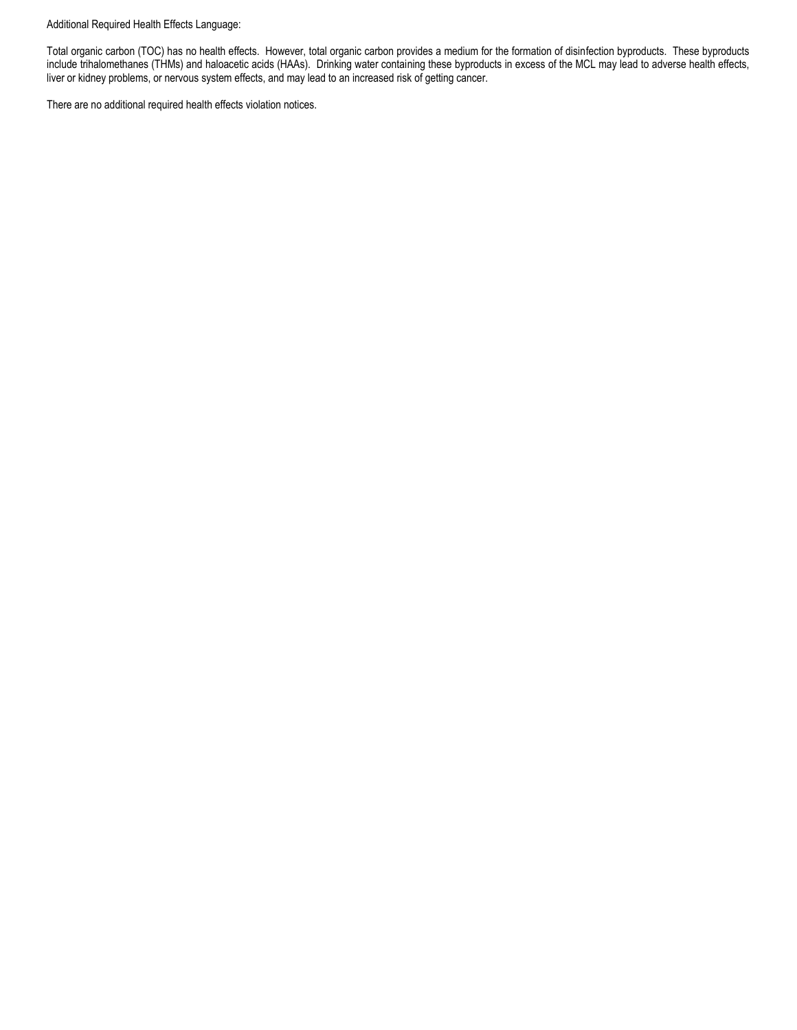Additional Required Health Effects Language:

Total organic carbon (TOC) has no health effects. However, total organic carbon provides a medium for the formation of disinfection byproducts. These byproducts include trihalomethanes (THMs) and haloacetic acids (HAAs). Drinking water containing these byproducts in excess of the MCL may lead to adverse health effects, liver or kidney problems, or nervous system effects, and may lead to an increased risk of getting cancer.

There are no additional required health effects violation notices.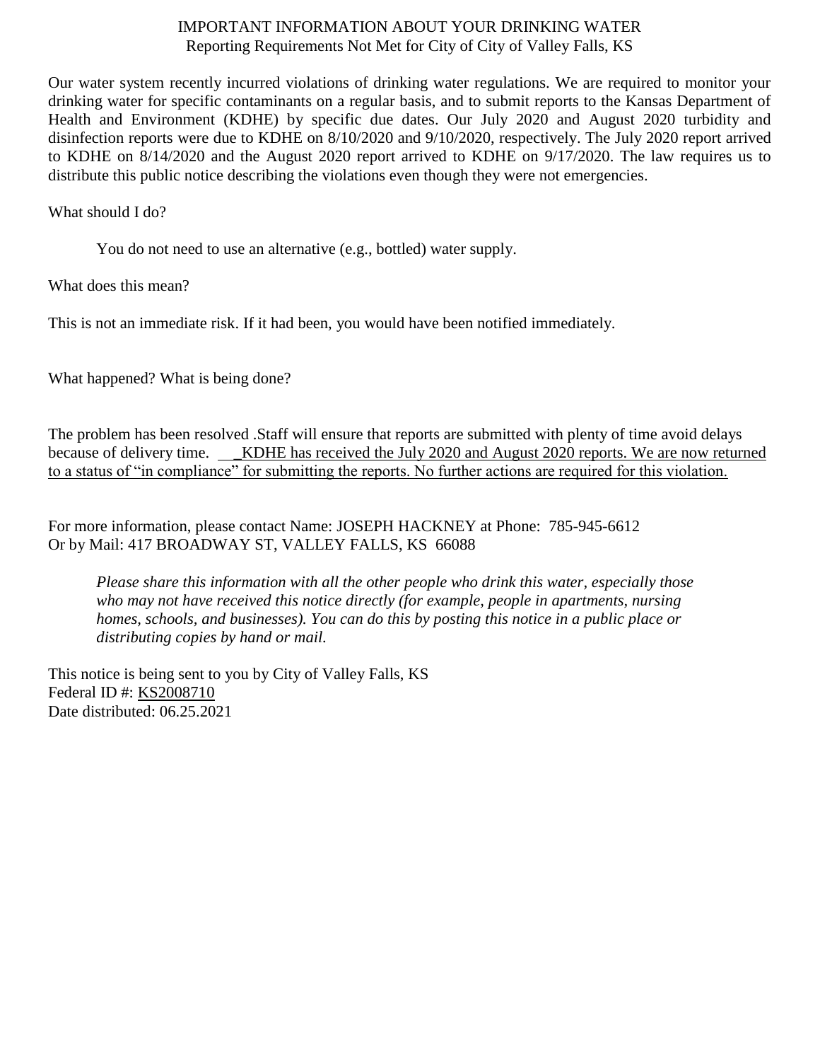IMPORTANT INFORMATION ABOUT YOUR DRINKING WATER
Reporting Requirements Not Met for City of City of Valley Falls, KS

Our water system recently incurred violations of drinking water regulations. We are required to monitor your drinking water for specific contaminants on a regular basis, and to submit reports to the Kansas Department of Health and Environment (KDHE) by specific due dates. Our July 2020 and August 2020 turbidity and disinfection reports were due to KDHE on 8/10/2020 and 9/10/2020, respectively. The July 2020 report arrived to KDHE on 8/14/2020 and the August 2020 report arrived to KDHE on 9/17/2020. The law requires us to distribute this public notice describing the violations even though they were not emergencies.

What should I do?

You do not need to use an alternative (e.g., bottled) water supply.

What does this mean?

This is not an immediate risk. If it had been, you would have been notified immediately.

What happened? What is being done?

The problem has been resolved .Staff will ensure that reports are submitted with plenty of time avoid delays because of delivery time. ___KDHE has received the July 2020 and August 2020 reports. We are now returned to a status of "in compliance" for submitting the reports. No further actions are required for this violation.

For more information, please contact Name: JOSEPH HACKNEY at Phone: 785-945-6612
Or by Mail: 417 BROADWAY ST, VALLEY FALLS, KS 66088

*Please share this information with all the other people who drink this water, especially those who may not have received this notice directly (for example, people in apartments, nursing homes, schools, and businesses). You can do this by posting this notice in a public place or distributing copies by hand or mail.*

This notice is being sent to you by City of Valley Falls, KS
Federal ID #: KS2008710
Date distributed: 06.25.2021